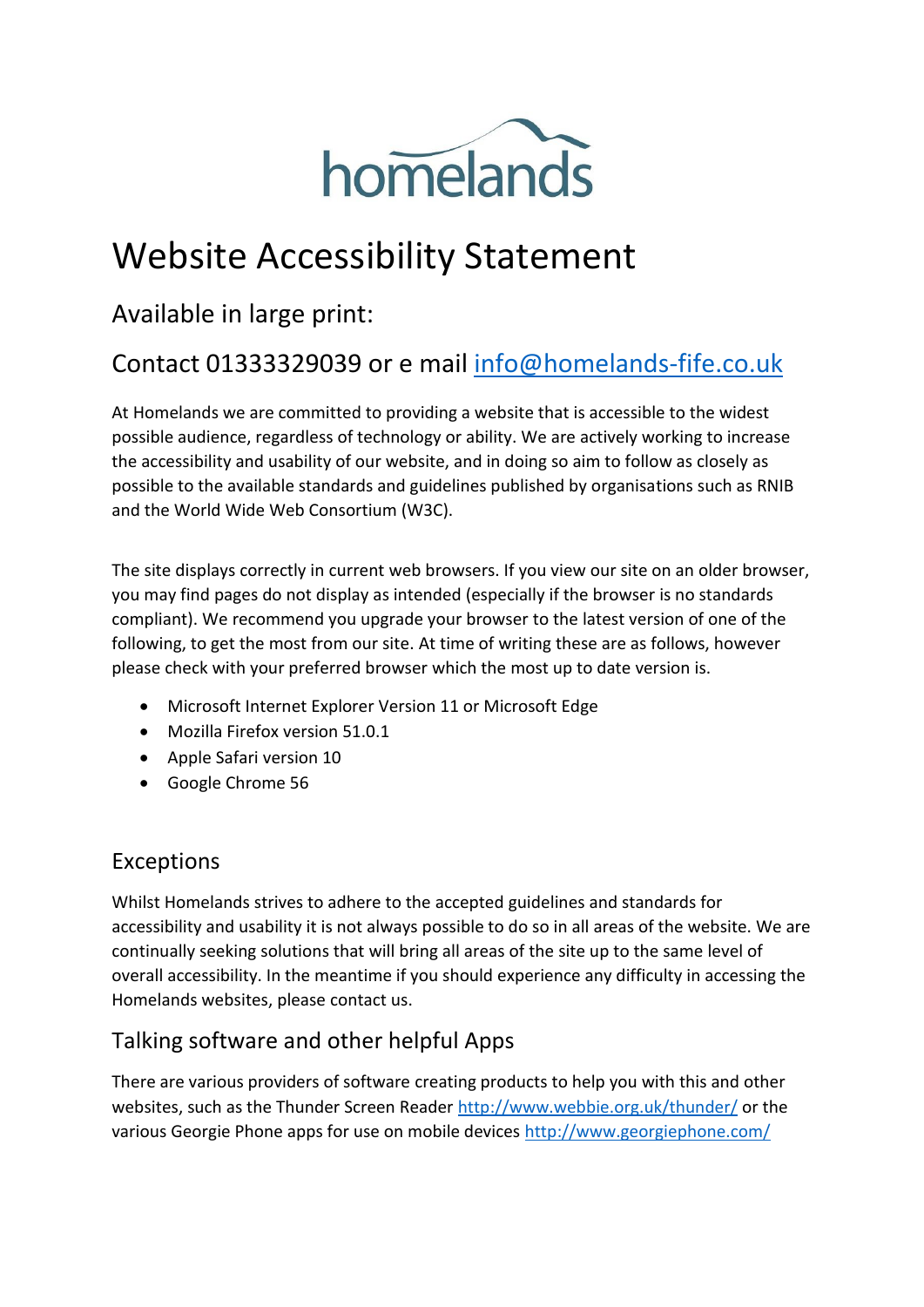homelands

# Website Accessibility Statement

## Available in large print:

## Contact 01333329039 or e mail info@homelands-fife.co.uk

At Homelands we are committed to providing a website that is accessible to the widest possible audience, regardless of technology or ability. We are actively working to increase the accessibility and usability of our website, and in doing so aim to follow as closely as possible to the available standards and guidelines published by organisations such as RNIB and the World Wide Web Consortium (W3C).

The site displays correctly in current web browsers. If you view our site on an older browser, you may find pages do not display as intended (especially if the browser is no standards compliant). We recommend you upgrade your browser to the latest version of one of the following, to get the most from our site. At time of writing these are as follows, however please check with your preferred browser which the most up to date version is.

- Microsoft Internet Explorer Version 11 or Microsoft Edge
- Mozilla Firefox version 51.0.1
- Apple Safari version 10
- Google Chrome 56

### Exceptions

Whilst Homelands strives to adhere to the accepted guidelines and standards for accessibility and usability it is not always possible to do so in all areas of the website. We are continually seeking solutions that will bring all areas of the site up to the same level of overall accessibility. In the meantime if you should experience any difficulty in accessing the Homelands websites, please contact us.

### Talking software and other helpful Apps

There are various providers of software creating products to help you with this and other websites, such as the Thunder Screen Reader http://www.webbie.org.uk/thunder/ or the various Georgie Phone apps for use on mobile devices http://www.georgiephone.com/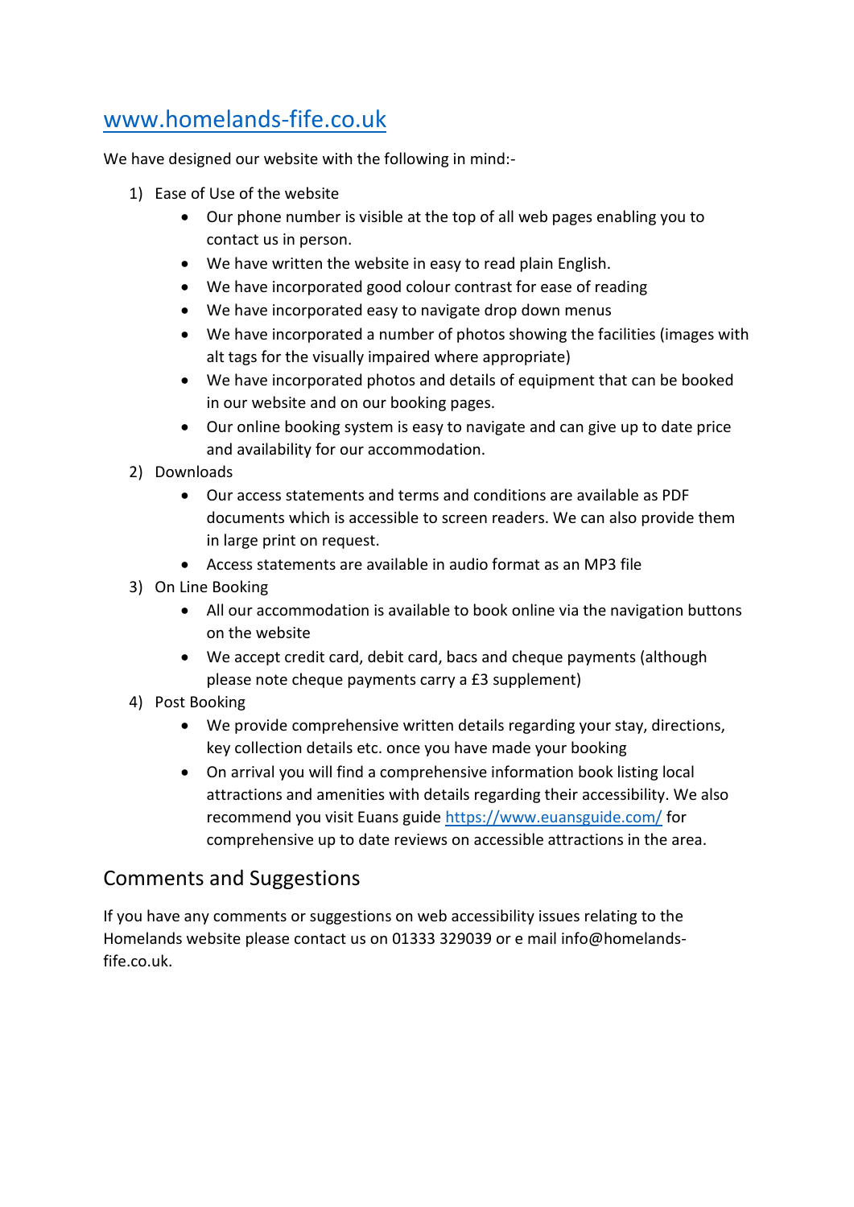# [www.homelands-fife.co.uk](http://www.homelands-fife.co.uk)

We have designed our website with the following in mind:-

1) Ease of Use of the website
   - Our phone number is visible at the top of all web pages enabling you to contact us in person.
   - We have written the website in easy to read plain English.
   - We have incorporated good colour contrast for ease of reading
   - We have incorporated easy to navigate drop down menus
   - We have incorporated a number of photos showing the facilities (images with alt tags for the visually impaired where appropriate)
   - We have incorporated photos and details of equipment that can be booked in our website and on our booking pages.
   - Our online booking system is easy to navigate and can give up to date price and availability for our accommodation.
2) Downloads
   - Our access statements and terms and conditions are available as PDF documents which is accessible to screen readers. We can also provide them in large print on request.
   - Access statements are available in audio format as an MP3 file
3) On Line Booking
   - All our accommodation is available to book online via the navigation buttons on the website
   - We accept credit card, debit card, bacs and cheque payments (although please note cheque payments carry a £3 supplement)
4) Post Booking
   - We provide comprehensive written details regarding your stay, directions, key collection details etc. once you have made your booking
   - On arrival you will find a comprehensive information book listing local attractions and amenities with details regarding their accessibility. We also recommend you visit Euans guide [https://www.euansguide.com/](https://www.euansguide.com/) for comprehensive up to date reviews on accessible attractions in the area.

## Comments and Suggestions

If you have any comments or suggestions on web accessibility issues relating to the Homelands website please contact us on 01333 329039 or e mail info@homelands-fife.co.uk.